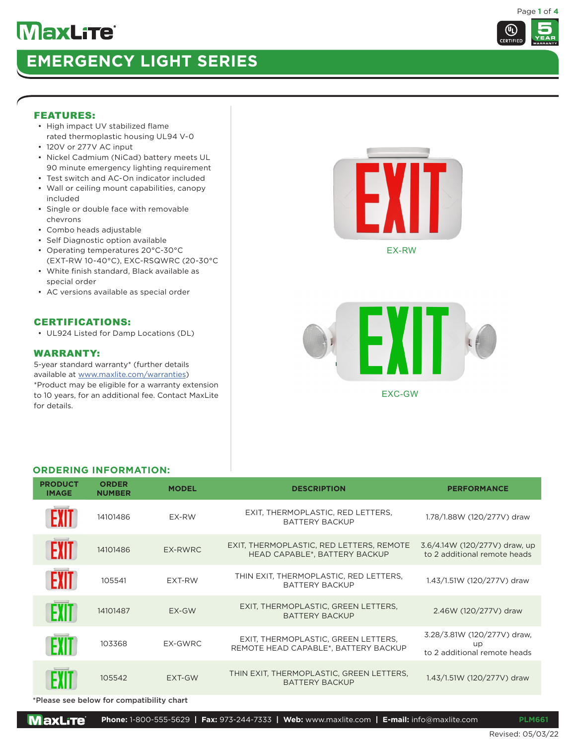# EMERGENCY LIGHT SERIES

## FEATURES:

- High impact UV stabilized flame rated thermoplastic housing UL94 V-0
- 120V or 277V AC input
- Nickel Cadmium (NiCad) battery meets UL 90 minute emergency lighting requirement
- Test switch and AC-On indicator included
- Wall or ceiling mount capabilities, canopy included
- Single or double face with removable chevrons
- Combo heads adjustable
- Self Diagnostic option available
- Operating temperatures 20°C-30°C (EXT-RW 10-40°C), EXC-RSQWRC (20-30°C
- White finish standard, Black available as special order
- AC versions available as special order

## CERTIFICATIONS:

- UL924 Listed for Damp Locations (DL)

## WARRANTY:

5-year standard warranty* (further details available at www.maxlite.com/warranties)
*Product may be eligible for a warranty extension to 10 years, for an additional fee. Contact MaxLite for details.

EX-RW

EXC-GW

## ORDERING INFORMATION:

| PRODUCT IMAGE | ORDER NUMBER | MODEL | DESCRIPTION | PERFORMANCE |
|---|---|---|---|---|
| | 14101486 | EX-RW | EXIT, THERMOPLASTIC, RED LETTERS, BATTERY BACKUP | 1.78/1.88W (120/277V) draw |
| | 14101486 | EX-RWRC | EXIT, THERMOPLASTIC, RED LETTERS, REMOTE HEAD CAPABLE*, BATTERY BACKUP | 3.6/4.14W (120/277V) draw, up to 2 additional remote heads |
| | 105541 | EXT-RW | THIN EXIT, THERMOPLASTIC, RED LETTERS, BATTERY BACKUP | 1.43/1.51W (120/277V) draw |
| | 14101487 | EX-GW | EXIT, THERMOPLASTIC, GREEN LETTERS, BATTERY BACKUP | 2.46W (120/277V) draw |
| | 103368 | EX-GWRC | EXIT, THERMOPLASTIC, GREEN LETTERS, REMOTE HEAD CAPABLE*, BATTERY BACKUP | 3.28/3.81W (120/277V) draw, up to 2 additional remote heads |
| | 105542 | EXT-GW | THIN EXIT, THERMOPLASTIC, GREEN LETTERS, BATTERY BACKUP | 1.43/1.51W (120/277V) draw |

*Please see below for compatibility chart

**Phone:** 1-800-555-5629 | **Fax:** 973-244-7333 | **Web:** www.maxlite.com | **E-mail:** info@maxlite.com PLM661

Revised: 05/03/22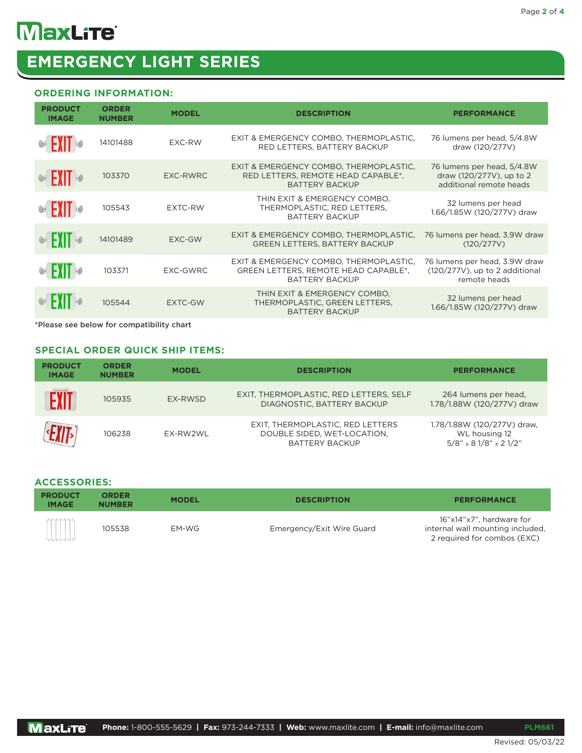# EMERGENCY LIGHT SERIES

## ORDERING INFORMATION:

| PRODUCT IMAGE | ORDER NUMBER | MODEL | DESCRIPTION | PERFORMANCE |
|---|---|---|---|---|
| | 14101488 | EXC-RW | EXIT & EMERGENCY COMBO, THERMOPLASTIC, RED LETTERS, BATTERY BACKUP | 76 lumens per head, 5/4.8W draw (120/277V) |
| | 103370 | EXC-RWRC | EXIT & EMERGENCY COMBO, THERMOPLASTIC, RED LETTERS, REMOTE HEAD CAPABLE*, BATTERY BACKUP | 76 lumens per head, 5/4.8W draw (120/277V), up to 2 additional remote heads |
| | 105543 | EXTC-RW | THIN EXIT & EMERGENCY COMBO, THERMOPLASTIC, RED LETTERS, BATTERY BACKUP | 32 lumens per head 1.66/1.85W (120/277V) draw |
| | 14101489 | EXC-GW | EXIT & EMERGENCY COMBO, THERMOPLASTIC, GREEN LETTERS, BATTERY BACKUP | 76 lumens per head, 3.9W draw (120/277V) |
| | 103371 | EXC-GWRC | EXIT & EMERGENCY COMBO, THERMOPLASTIC, GREEN LETTERS, REMOTE HEAD CAPABLE*, BATTERY BACKUP | 76 lumens per head, 3.9W draw (120/277V), up to 2 additional remote heads |
| | 105544 | EXTC-GW | THIN EXIT & EMERGENCY COMBO, THERMOPLASTIC, GREEN LETTERS, BATTERY BACKUP | 32 lumens per head 1.66/1.85W (120/277V) draw |

*Please see below for compatibility chart

## SPECIAL ORDER QUICK SHIP ITEMS:

| PRODUCT IMAGE | ORDER NUMBER | MODEL | DESCRIPTION | PERFORMANCE |
|---|---|---|---|---|
| | 105935 | EX-RWSD | EXIT, THERMOPLASTIC, RED LETTERS, SELF DIAGNOSTIC, BATTERY BACKUP | 264 lumens per head, 1.78/1.88W (120/277V) draw |
| | 106238 | EX-RW2WL | EXIT, THERMOPLASTIC, RED LETTERS DOUBLE SIDED, WET-LOCATION, BATTERY BACKUP | 1.78/1.88W (120/277V) draw, WL housing 12 5/8" x 8 1/8" x 2 1/2" |

## ACCESSORIES:

| PRODUCT IMAGE | ORDER NUMBER | MODEL | DESCRIPTION | PERFORMANCE |
|---|---|---|---|---|
| | 105538 | EM-WG | Emergency/Exit Wire Guard | 16"x14"x7", hardware for internal wall mounting included, 2 required for combos (EXC) |

**Phone:** 1-800-555-5629 | **Fax:** 973-244-7333 | **Web:** www.maxlite.com | **E-mail:** info@maxlite.com PLM661

Revised: 05/03/22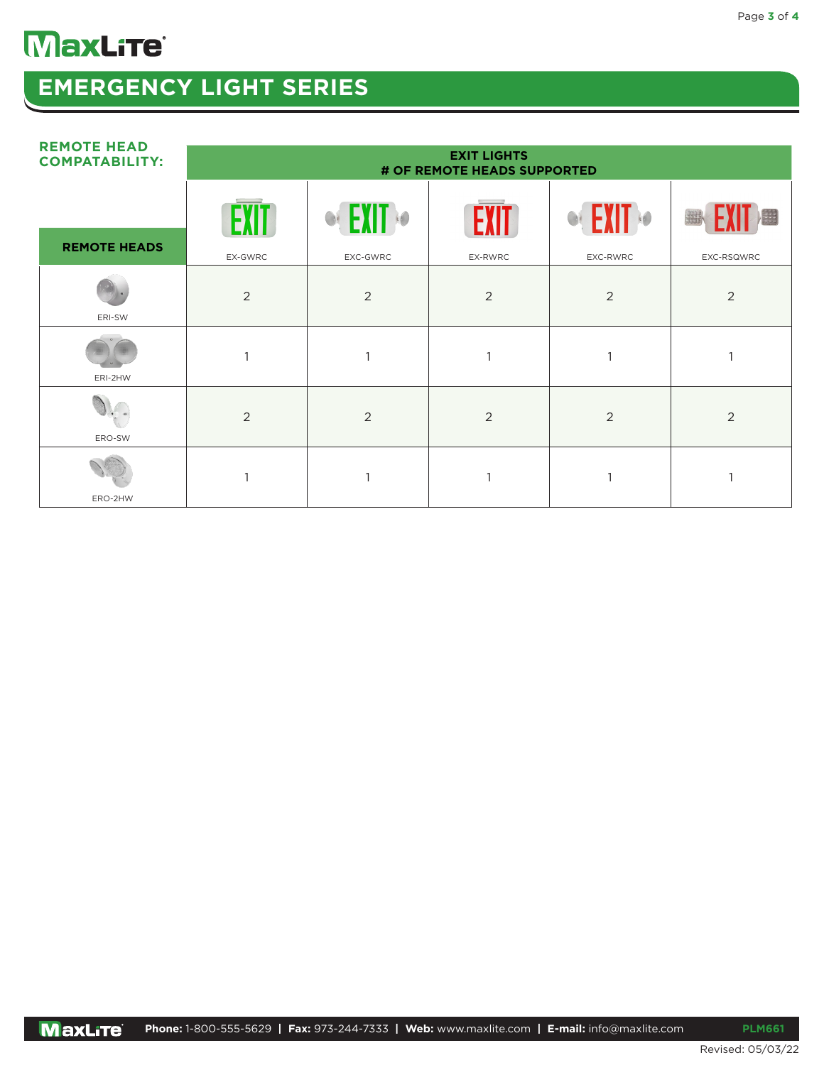# EMERGENCY LIGHT SERIES

## REMOTE HEAD COMPATABILITY:

| | EXIT LIGHTS # OF REMOTE HEADS SUPPORTED | | | | |
|---|---|---|---|---|---|
| REMOTE HEADS | EX-GWRC | EXC-GWRC | EX-RWRC | EXC-RWRC | EXC-RSQWRC |
| ERI-SW | 2 | 2 | 2 | 2 | 2 |
| ERI-2HW | 1 | 1 | 1 | 1 | 1 |
| ERO-SW | 2 | 2 | 2 | 2 | 2 |
| ERO-2HW | 1 | 1 | 1 | 1 | 1 |

**Phone:** 1-800-555-5629 | **Fax:** 973-244-7333 | **Web:** www.maxlite.com | **E-mail:** info@maxlite.com

PLM661

Revised: 05/03/22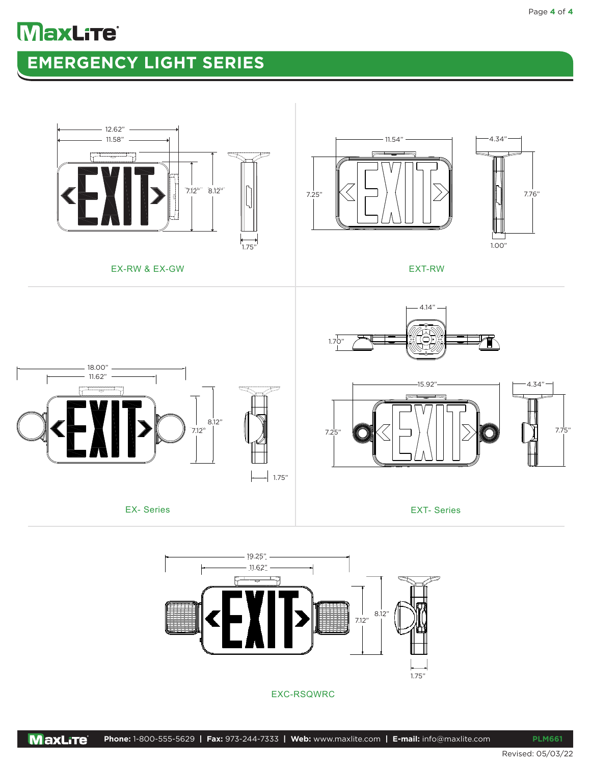# EMERGENCY LIGHT SERIES

12.62"
11.58"
7.12"
8.12"
1.75"

EX-RW & EX-GW

11.54"
4.34"
7.25"
7.76"
1.00"

EXT-RW

18.00"
11.62"
8.12"
7.12"
1.75"

EX- Series

4.14"
1.70"
15.92"
4.34"
7.25"
7.75"

EXT- Series

19.25"
11.62"
7.12"
8.12"
1.75"

EXC-RSQWRC

**Phone:** 1-800-555-5629 | **Fax:** 973-244-7333 | **Web:** www.maxlite.com | **E-mail:** info@maxlite.com PLM661

Revised: 05/03/22